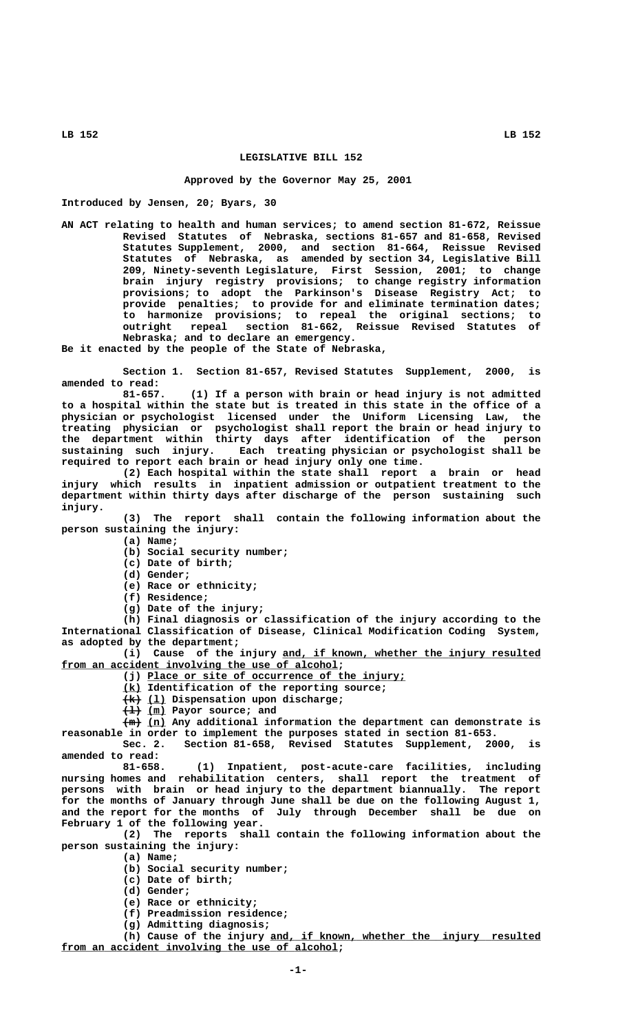# LEGISLATIVE BILL 152

**Approved by the Governor May 25, 2001**

**Introduced by Jensen, 20; Byars, 30**

AN ACT relating to health and human services; to amend section 81-672, Reissue Revised Statutes of Nebraska, sections 81-657 and 81-658, Revised Statutes Supplement, 2000, and section 81-664, Reissue Revised Statutes of Nebraska, as amended by section 34, Legislative Bill 209, Ninety-seventh Legislature, First Session, 2001; to change brain injury registry provisions; to change registry information provisions; to adopt the Parkinson's Disease Registry Act; to provide penalties; to provide for and eliminate termination dates; to harmonize provisions; to repeal the original sections; to outright repeal section 81-662, Reissue Revised Statutes of Nebraska; and to declare an emergency.

Be it enacted by the people of the State of Nebraska,

Section 1. Section 81-657, Revised Statutes Supplement, 2000, is amended to read:

81-657. (1) If a person with brain or head injury is not admitted to a hospital within the state but is treated in this state in the office of a physician or psychologist licensed under the Uniform Licensing Law, the treating physician or psychologist shall report the brain or head injury to the department within thirty days after identification of the person sustaining such injury. Each treating physician or psychologist shall be required to report each brain or head injury only one time.

(2) Each hospital within the state shall report a brain or head injury which results in inpatient admission or outpatient treatment to the department within thirty days after discharge of the person sustaining such injury.

(3) The report shall contain the following information about the person sustaining the injury:

(a) Name;

(b) Social security number;

(c) Date of birth;

(d) Gender;

(e) Race or ethnicity;

(f) Residence;

(g) Date of the injury;

(h) Final diagnosis or classification of the injury according to the International Classification of Disease, Clinical Modification Coding System, as adopted by the department;

(i) Cause of the injury <u>and, if known, whether the injury resulted from an accident involving the use of alcohol</u>;

(j) <u>Place or site of occurrence of the injury;</u>

<u>(k)</u> Identification of the reporting source;

~~(k)~~ <u>(l)</u> Dispensation upon discharge;

~~(l)~~ <u>(m)</u> Payor source; and

~~(m)~~ <u>(n)</u> Any additional information the department can demonstrate is reasonable in order to implement the purposes stated in section 81-653.

Sec. 2. Section 81-658, Revised Statutes Supplement, 2000, is amended to read:

81-658. (1) Inpatient, post-acute-care facilities, including nursing homes and rehabilitation centers, shall report the treatment of persons with brain or head injury to the department biannually. The report for the months of January through June shall be due on the following August 1, and the report for the months of July through December shall be due on February 1 of the following year.

(2) The reports shall contain the following information about the person sustaining the injury:

(a) Name;

(b) Social security number;

(c) Date of birth;

(d) Gender;

(e) Race or ethnicity;

(f) Preadmission residence;

(g) Admitting diagnosis;

(h) Cause of the injury <u>and, if known, whether the injury resulted from an accident involving the use of alcohol</u>;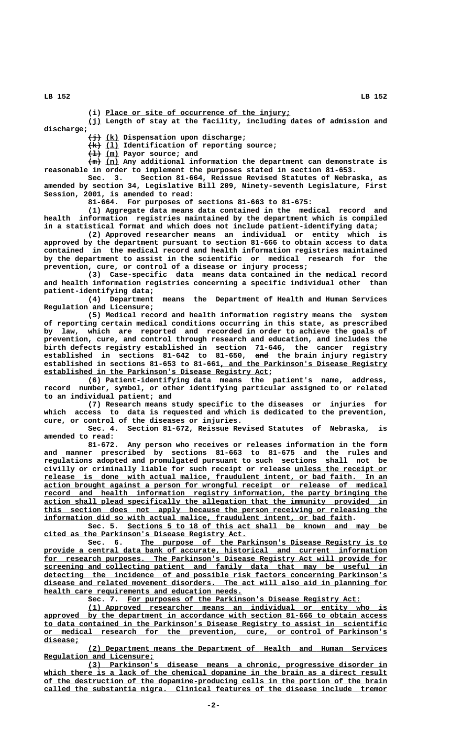(i) Place or site of occurrence of the injury;

(j) Length of stay at the facility, including dates of admission and discharge;

~~(j)~~ (k) Dispensation upon discharge;

~~(k)~~ (l) Identification of reporting source;

~~(l)~~ (m) Payor source; and

~~(m)~~ (n) Any additional information the department can demonstrate is reasonable in order to implement the purposes stated in section 81-653.

Sec. 3. Section 81-664, Reissue Revised Statutes of Nebraska, as amended by section 34, Legislative Bill 209, Ninety-seventh Legislature, First Session, 2001, is amended to read:

81-664. For purposes of sections 81-663 to 81-675:

(1) Aggregate data means data contained in the medical record and health information registries maintained by the department which is compiled in a statistical format and which does not include patient-identifying data;

(2) Approved researcher means an individual or entity which is approved by the department pursuant to section 81-666 to obtain access to data contained in the medical record and health information registries maintained by the department to assist in the scientific or medical research for the prevention, cure, or control of a disease or injury process;

(3) Case-specific data means data contained in the medical record and health information registries concerning a specific individual other than patient-identifying data;

(4) Department means the Department of Health and Human Services Regulation and Licensure;

(5) Medical record and health information registry means the system of reporting certain medical conditions occurring in this state, as prescribed by law, which are reported and recorded in order to achieve the goals of prevention, cure, and control through research and education, and includes the birth defects registry established in section 71-646, the cancer registry established in sections 81-642 to 81-650, ~~and~~ the brain injury registry established in sections 81-653 to 81-661, and the Parkinson's Disease Registry established in the Parkinson's Disease Registry Act;

(6) Patient-identifying data means the patient's name, address, record number, symbol, or other identifying particular assigned to or related to an individual patient; and

(7) Research means study specific to the diseases or injuries for which access to data is requested and which is dedicated to the prevention, cure, or control of the diseases or injuries.

Sec. 4. Section 81-672, Reissue Revised Statutes of Nebraska, is amended to read:

81-672. Any person who receives or releases information in the form and manner prescribed by sections 81-663 to 81-675 and the rules and regulations adopted and promulgated pursuant to such sections shall not be civilly or criminally liable for such receipt or release unless the receipt or release is done with actual malice, fraudulent intent, or bad faith. In an action brought against a person for wrongful receipt or release of medical record and health information registry information, the party bringing the action shall plead specifically the allegation that the immunity provided in this section does not apply because the person receiving or releasing the information did so with actual malice, fraudulent intent, or bad faith.

Sec. 5. Sections 5 to 18 of this act shall be known and may be cited as the Parkinson's Disease Registry Act.

Sec. 6. The purpose of the Parkinson's Disease Registry is to provide a central data bank of accurate, historical and current information for research purposes. The Parkinson's Disease Registry Act will provide for screening and collecting patient and family data that may be useful in detecting the incidence of and possible risk factors concerning Parkinson's disease and related movement disorders. The act will also aid in planning for health care requirements and education needs.

Sec. 7. For purposes of the Parkinson's Disease Registry Act:

(1) Approved researcher means an individual or entity who is approved by the department in accordance with section 81-666 to obtain access to data contained in the Parkinson's Disease Registry to assist in scientific or medical research for the prevention, cure, or control of Parkinson's disease;

(2) Department means the Department of Health and Human Services Regulation and Licensure;

(3) Parkinson's disease means a chronic, progressive disorder in which there is a lack of the chemical dopamine in the brain as a direct result of the destruction of the dopamine-producing cells in the portion of the brain called the substantia nigra. Clinical features of the disease include tremor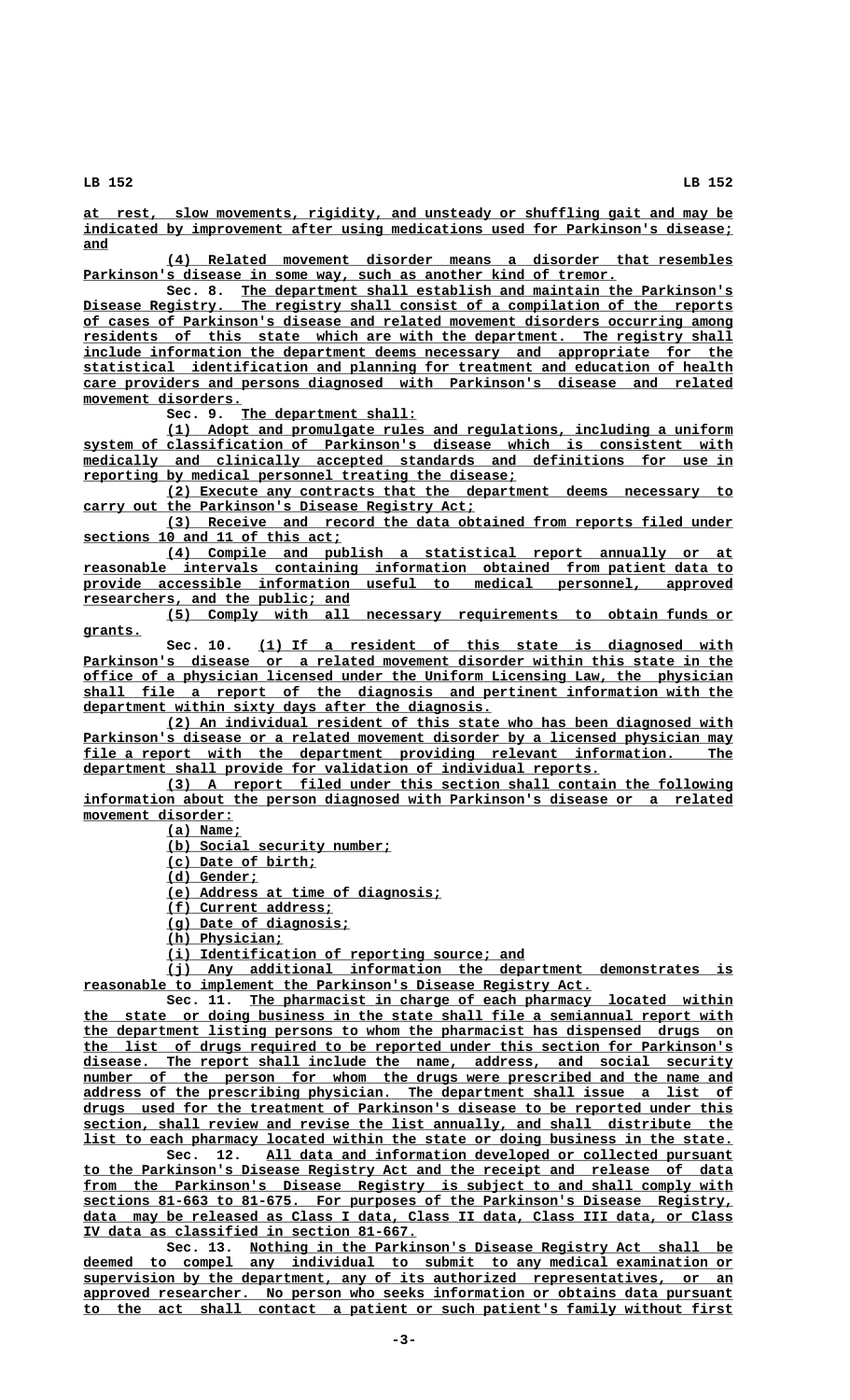at rest, slow movements, rigidity, and unsteady or shuffling gait and may be indicated by improvement after using medications used for Parkinson's disease; and

(4) Related movement disorder means a disorder that resembles Parkinson's disease in some way, such as another kind of tremor.

Sec. 8. The department shall establish and maintain the Parkinson's Disease Registry. The registry shall consist of a compilation of the reports of cases of Parkinson's disease and related movement disorders occurring among residents of this state which are with the department. The registry shall include information the department deems necessary and appropriate for the statistical identification and planning for treatment and education of health care providers and persons diagnosed with Parkinson's disease and related movement disorders.

Sec. 9. The department shall:

(1) Adopt and promulgate rules and regulations, including a uniform system of classification of Parkinson's disease which is consistent with medically and clinically accepted standards and definitions for use in reporting by medical personnel treating the disease;

(2) Execute any contracts that the department deems necessary to carry out the Parkinson's Disease Registry Act;

(3) Receive and record the data obtained from reports filed under sections 10 and 11 of this act;

(4) Compile and publish a statistical report annually or at reasonable intervals containing information obtained from patient data to provide accessible information useful to medical personnel, approved researchers, and the public; and

(5) Comply with all necessary requirements to obtain funds or grants.

Sec. 10. (1) If a resident of this state is diagnosed with Parkinson's disease or a related movement disorder within this state in the office of a physician licensed under the Uniform Licensing Law, the physician shall file a report of the diagnosis and pertinent information with the department within sixty days after the diagnosis.

(2) An individual resident of this state who has been diagnosed with Parkinson's disease or a related movement disorder by a licensed physician may file a report with the department providing relevant information. The department shall provide for validation of individual reports.

(3) A report filed under this section shall contain the following information about the person diagnosed with Parkinson's disease or a related movement disorder:

(a) Name;

(b) Social security number;

(c) Date of birth;

(d) Gender;

(e) Address at time of diagnosis;

(f) Current address;

(g) Date of diagnosis;

(h) Physician;

(i) Identification of reporting source; and

(j) Any additional information the department demonstrates is reasonable to implement the Parkinson's Disease Registry Act.

Sec. 11. The pharmacist in charge of each pharmacy located within the state or doing business in the state shall file a semiannual report with the department listing persons to whom the pharmacist has dispensed drugs on the list of drugs required to be reported under this section for Parkinson's disease. The report shall include the name, address, and social security number of the person for whom the drugs were prescribed and the name and address of the prescribing physician. The department shall issue a list of drugs used for the treatment of Parkinson's disease to be reported under this section, shall review and revise the list annually, and shall distribute the list to each pharmacy located within the state or doing business in the state.

Sec. 12. All data and information developed or collected pursuant to the Parkinson's Disease Registry Act and the receipt and release of data from the Parkinson's Disease Registry is subject to and shall comply with sections 81-663 to 81-675. For purposes of the Parkinson's Disease Registry, data may be released as Class I data, Class II data, Class III data, or Class IV data as classified in section 81-667.

Sec. 13. Nothing in the Parkinson's Disease Registry Act shall be deemed to compel any individual to submit to any medical examination or supervision by the department, any of its authorized representatives, or an approved researcher. No person who seeks information or obtains data pursuant to the act shall contact a patient or such patient's family without first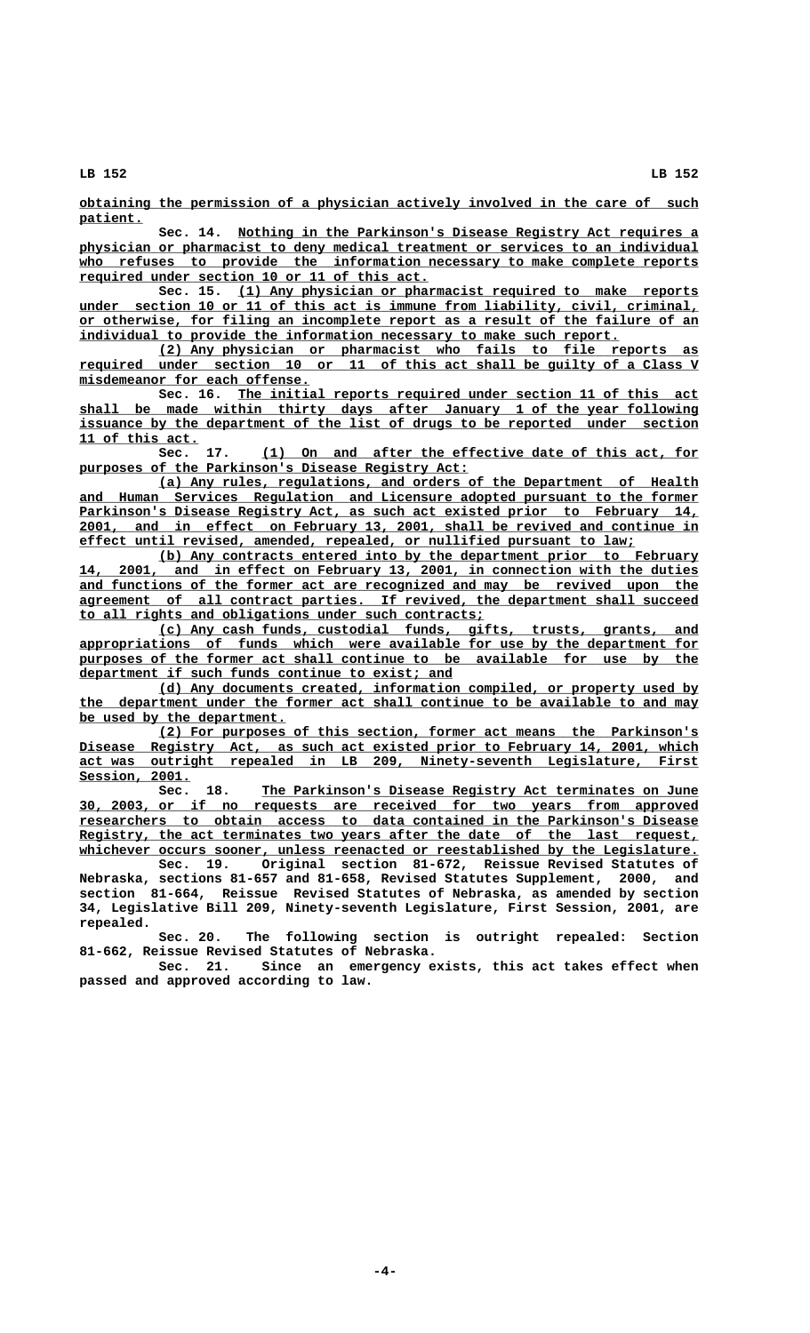obtaining the permission of a physician actively involved in the care of such patient.

Sec. 14. Nothing in the Parkinson's Disease Registry Act requires a physician or pharmacist to deny medical treatment or services to an individual who refuses to provide the information necessary to make complete reports required under section 10 or 11 of this act.

Sec. 15. (1) Any physician or pharmacist required to make reports under section 10 or 11 of this act is immune from liability, civil, criminal, or otherwise, for filing an incomplete report as a result of the failure of an individual to provide the information necessary to make such report.

(2) Any physician or pharmacist who fails to file reports as required under section 10 or 11 of this act shall be guilty of a Class V misdemeanor for each offense.

Sec. 16. The initial reports required under section 11 of this act shall be made within thirty days after January 1 of the year following issuance by the department of the list of drugs to be reported under section 11 of this act.

Sec. 17. (1) On and after the effective date of this act, for purposes of the Parkinson's Disease Registry Act:

(a) Any rules, regulations, and orders of the Department of Health and Human Services Regulation and Licensure adopted pursuant to the former Parkinson's Disease Registry Act, as such act existed prior to February 14, 2001, and in effect on February 13, 2001, shall be revived and continue in effect until revised, amended, repealed, or nullified pursuant to law;

(b) Any contracts entered into by the department prior to February 14, 2001, and in effect on February 13, 2001, in connection with the duties and functions of the former act are recognized and may be revived upon the agreement of all contract parties. If revived, the department shall succeed to all rights and obligations under such contracts;

(c) Any cash funds, custodial funds, gifts, trusts, grants, and appropriations of funds which were available for use by the department for purposes of the former act shall continue to be available for use by the department if such funds continue to exist; and

(d) Any documents created, information compiled, or property used by the department under the former act shall continue to be available to and may be used by the department.

(2) For purposes of this section, former act means the Parkinson's Disease Registry Act, as such act existed prior to February 14, 2001, which act was outright repealed in LB 209, Ninety-seventh Legislature, First Session, 2001.

Sec. 18. The Parkinson's Disease Registry Act terminates on June 30, 2003, or if no requests are received for two years from approved researchers to obtain access to data contained in the Parkinson's Disease Registry, the act terminates two years after the date of the last request, whichever occurs sooner, unless reenacted or reestablished by the Legislature.

**Sec. 19. Original section 81-672, Reissue Revised Statutes of Nebraska, sections 81-657 and 81-658, Revised Statutes Supplement, 2000, and section 81-664, Reissue Revised Statutes of Nebraska, as amended by section 34, Legislative Bill 209, Ninety-seventh Legislature, First Session, 2001, are repealed.**

**Sec. 20. The following section is outright repealed: Section 81-662, Reissue Revised Statutes of Nebraska.**

**Sec. 21. Since an emergency exists, this act takes effect when passed and approved according to law.**